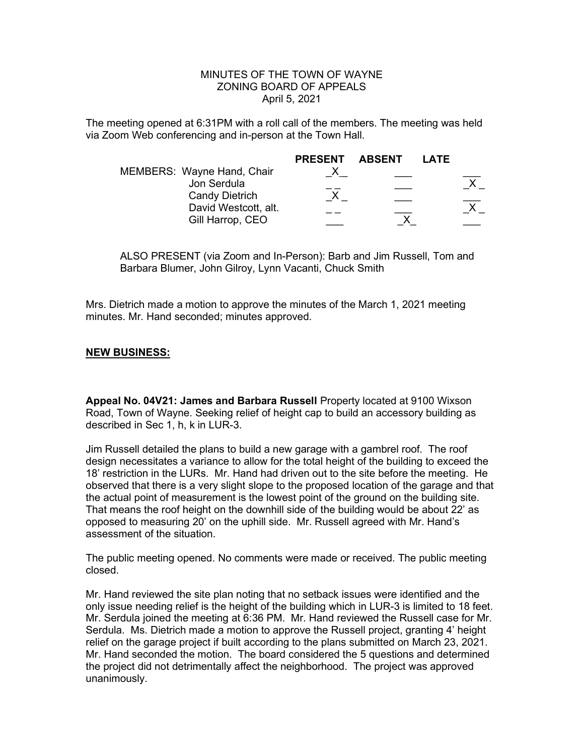MINUTES OF THE TOWN OF WAYNE
ZONING BOARD OF APPEALS
April 5, 2021

The meeting opened at 6:31PM with a roll call of the members. The meeting was held via Zoom Web conferencing and in-person at the Town Hall.

| MEMBERS: | PRESENT | ABSENT | LATE |
|---|---|---|---|
| Wayne Hand, Chair | X | | |
| Jon Serdula | | | X |
| Candy Dietrich | X | | |
| David Westcott, alt. | | | X |
| Gill Harrop, CEO | | X | |

ALSO PRESENT (via Zoom and In-Person): Barb and Jim Russell, Tom and Barbara Blumer, John Gilroy, Lynn Vacanti, Chuck Smith

Mrs. Dietrich made a motion to approve the minutes of the March 1, 2021 meeting minutes. Mr. Hand seconded; minutes approved.

## NEW BUSINESS:

**Appeal No. 04V21: James and Barbara Russell** Property located at 9100 Wixson Road, Town of Wayne. Seeking relief of height cap to build an accessory building as described in Sec 1, h, k in LUR-3.

Jim Russell detailed the plans to build a new garage with a gambrel roof. The roof design necessitates a variance to allow for the total height of the building to exceed the 18' restriction in the LURs. Mr. Hand had driven out to the site before the meeting. He observed that there is a very slight slope to the proposed location of the garage and that the actual point of measurement is the lowest point of the ground on the building site. That means the roof height on the downhill side of the building would be about 22' as opposed to measuring 20' on the uphill side. Mr. Russell agreed with Mr. Hand's assessment of the situation.

The public meeting opened. No comments were made or received. The public meeting closed.

Mr. Hand reviewed the site plan noting that no setback issues were identified and the only issue needing relief is the height of the building which in LUR-3 is limited to 18 feet. Mr. Serdula joined the meeting at 6:36 PM. Mr. Hand reviewed the Russell case for Mr. Serdula. Ms. Dietrich made a motion to approve the Russell project, granting 4' height relief on the garage project if built according to the plans submitted on March 23, 2021. Mr. Hand seconded the motion. The board considered the 5 questions and determined the project did not detrimentally affect the neighborhood. The project was approved unanimously.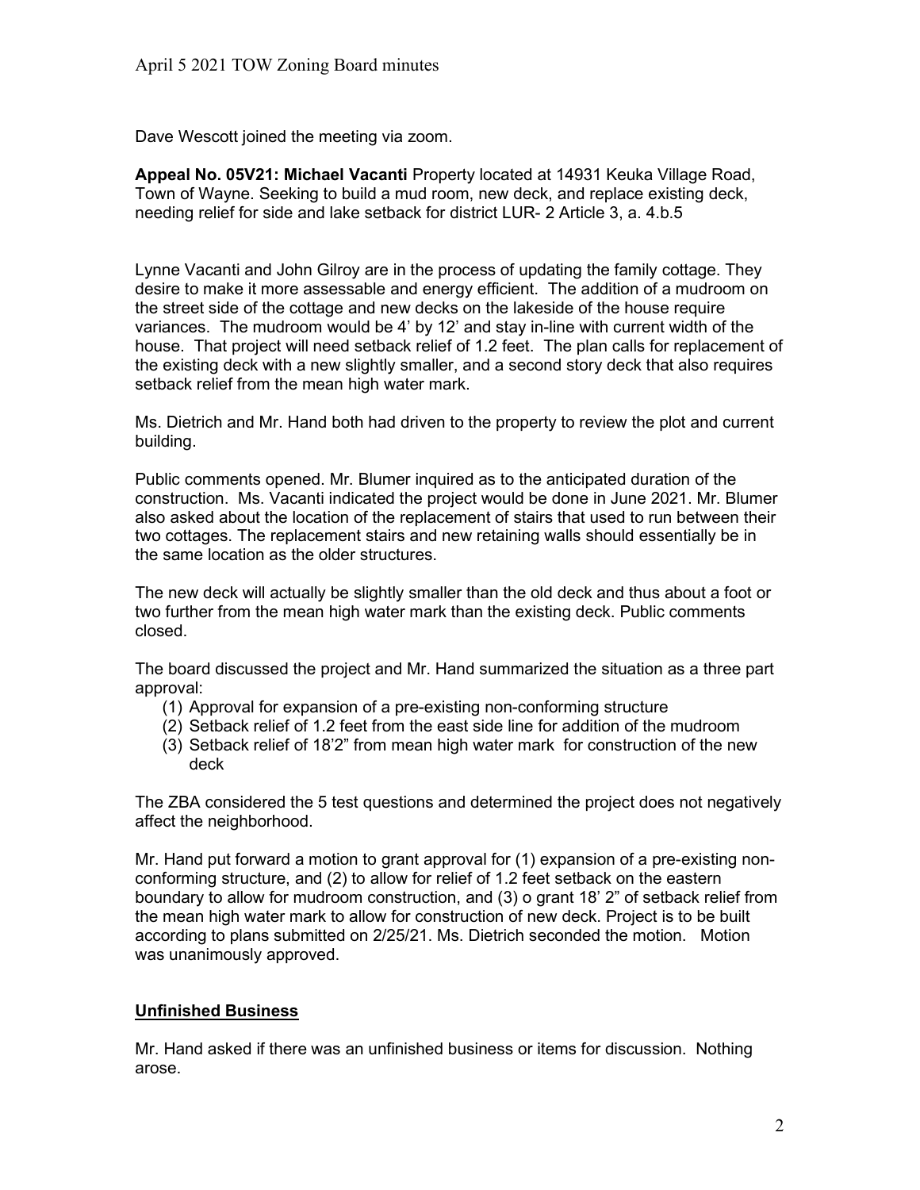Dave Wescott joined the meeting via zoom.

**Appeal No. 05V21: Michael Vacanti** Property located at 14931 Keuka Village Road, Town of Wayne. Seeking to build a mud room, new deck, and replace existing deck, needing relief for side and lake setback for district LUR- 2 Article 3, a. 4.b.5

Lynne Vacanti and John Gilroy are in the process of updating the family cottage. They desire to make it more assessable and energy efficient. The addition of a mudroom on the street side of the cottage and new decks on the lakeside of the house require variances. The mudroom would be 4' by 12' and stay in-line with current width of the house. That project will need setback relief of 1.2 feet. The plan calls for replacement of the existing deck with a new slightly smaller, and a second story deck that also requires setback relief from the mean high water mark.

Ms. Dietrich and Mr. Hand both had driven to the property to review the plot and current building.

Public comments opened. Mr. Blumer inquired as to the anticipated duration of the construction. Ms. Vacanti indicated the project would be done in June 2021. Mr. Blumer also asked about the location of the replacement of stairs that used to run between their two cottages. The replacement stairs and new retaining walls should essentially be in the same location as the older structures.

The new deck will actually be slightly smaller than the old deck and thus about a foot or two further from the mean high water mark than the existing deck. Public comments closed.

The board discussed the project and Mr. Hand summarized the situation as a three part approval:

1. Approval for expansion of a pre-existing non-conforming structure
2. Setback relief of 1.2 feet from the east side line for addition of the mudroom
3. Setback relief of 18'2" from mean high water mark for construction of the new deck

The ZBA considered the 5 test questions and determined the project does not negatively affect the neighborhood.

Mr. Hand put forward a motion to grant approval for (1) expansion of a pre-existing non-conforming structure, and (2) to allow for relief of 1.2 feet setback on the eastern boundary to allow for mudroom construction, and (3) o grant 18' 2" of setback relief from the mean high water mark to allow for construction of new deck. Project is to be built according to plans submitted on 2/25/21. Ms. Dietrich seconded the motion. Motion was unanimously approved.

## **Unfinished Business**

Mr. Hand asked if there was an unfinished business or items for discussion. Nothing arose.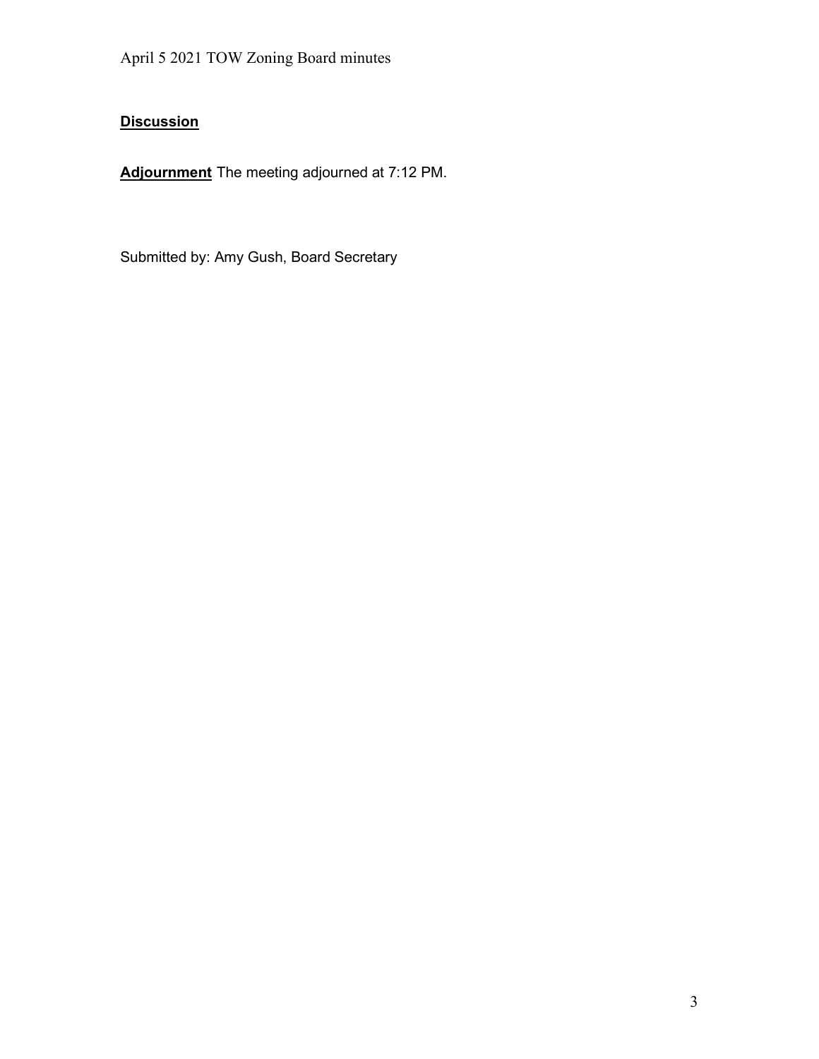**Discussion**

**Adjournment** The meeting adjourned at 7:12 PM.

Submitted by: Amy Gush, Board Secretary